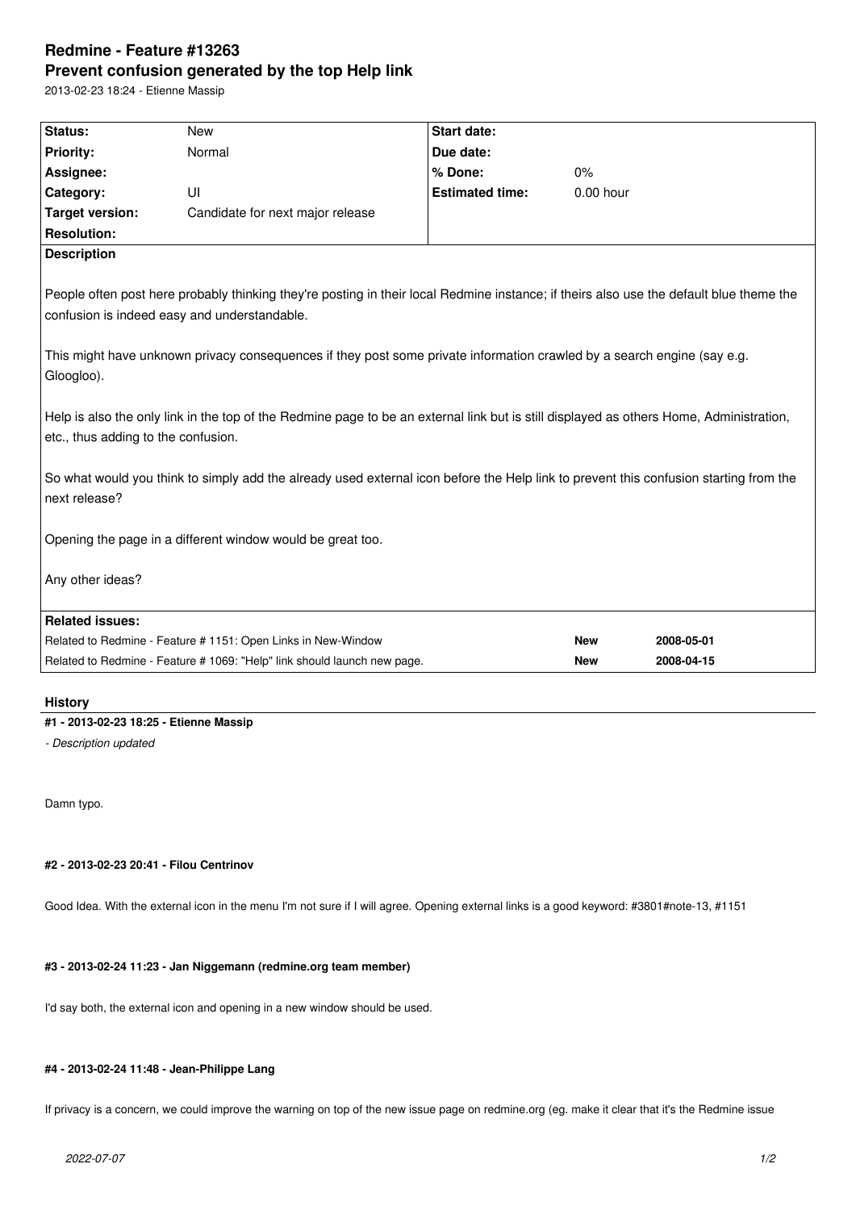# Redmine - Feature #13263

## Prevent confusion generated by the top Help link

2013-02-23 18:24 - Etienne Massip

| | | | |
|---|---|---|---|
| **Status:** | New | **Start date:** | |
| **Priority:** | Normal | **Due date:** | |
| **Assignee:** | | **% Done:** | 0% |
| **Category:** | UI | **Estimated time:** | 0.00 hour |
| **Target version:** | Candidate for next major release | | |
| **Resolution:** | | | |

**Description**

People often post here probably thinking they're posting in their local Redmine instance; if theirs also use the default blue theme the confusion is indeed easy and understandable.

This might have unknown privacy consequences if they post some private information crawled by a search engine (say e.g. Gloogloo).

Help is also the only link in the top of the Redmine page to be an external link but is still displayed as others Home, Administration, etc., thus adding to the confusion.

So what would you think to simply add the already used external icon before the Help link to prevent this confusion starting from the next release?

Opening the page in a different window would be great too.

Any other ideas?

**Related issues:**

| | | |
|---|---|---|
| Related to Redmine - Feature # 1151: Open Links in New-Window | **New** | **2008-05-01** |
| Related to Redmine - Feature # 1069: "Help" link should launch new page. | **New** | **2008-04-15** |

## History

#### #1 - 2013-02-23 18:25 - Etienne Massip

*- Description updated*

Damn typo.

#### #2 - 2013-02-23 20:41 - Filou Centrinov

Good Idea. With the external icon in the menu I'm not sure if I will agree. Opening external links is a good keyword: #3801#note-13, #1151

#### #3 - 2013-02-24 11:23 - Jan Niggemann (redmine.org team member)

I'd say both, the external icon and opening in a new window should be used.

#### #4 - 2013-02-24 11:48 - Jean-Philippe Lang

If privacy is a concern, we could improve the warning on top of the new issue page on redmine.org (eg. make it clear that it's the Redmine issue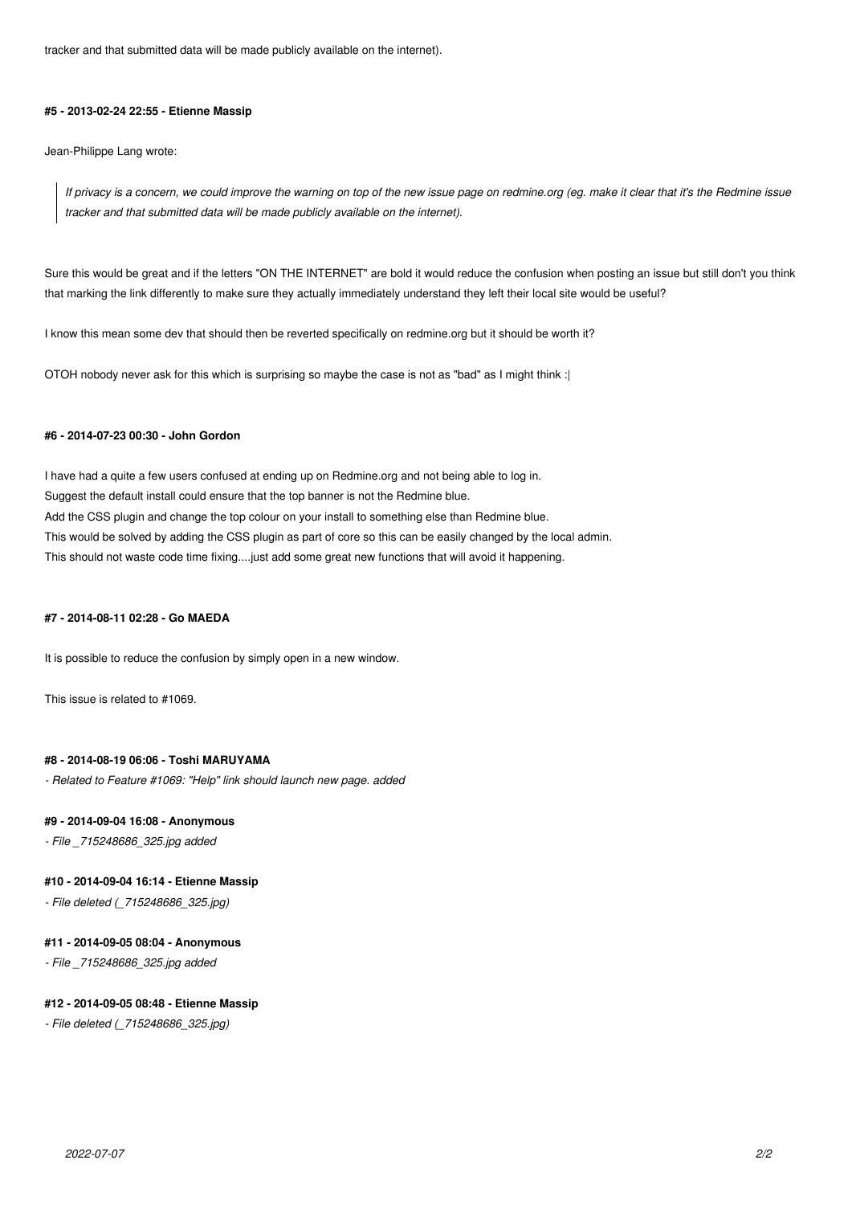tracker and that submitted data will be made publicly available on the internet).

#### #5 - 2013-02-24 22:55 - Etienne Massip

Jean-Philippe Lang wrote:

> *If privacy is a concern, we could improve the warning on top of the new issue page on redmine.org (eg. make it clear that it's the Redmine issue tracker and that submitted data will be made publicly available on the internet).*

Sure this would be great and if the letters "ON THE INTERNET" are bold it would reduce the confusion when posting an issue but still don't you think that marking the link differently to make sure they actually immediately understand they left their local site would be useful?

I know this mean some dev that should then be reverted specifically on redmine.org but it should be worth it?

OTOH nobody never ask for this which is surprising so maybe the case is not as "bad" as I might think :|

#### #6 - 2014-07-23 00:30 - John Gordon

I have had a quite a few users confused at ending up on Redmine.org and not being able to log in.
Suggest the default install could ensure that the top banner is not the Redmine blue.
Add the CSS plugin and change the top colour on your install to something else than Redmine blue.
This would be solved by adding the CSS plugin as part of core so this can be easily changed by the local admin.
This should not waste code time fixing....just add some great new functions that will avoid it happening.

#### #7 - 2014-08-11 02:28 - Go MAEDA

It is possible to reduce the confusion by simply open in a new window.

This issue is related to #1069.

#### #8 - 2014-08-19 06:06 - Toshi MARUYAMA

*- Related to Feature #1069: "Help" link should launch new page. added*

#### #9 - 2014-09-04 16:08 - Anonymous

*- File _715248686_325.jpg added*

#### #10 - 2014-09-04 16:14 - Etienne Massip

*- File deleted (_715248686_325.jpg)*

#### #11 - 2014-09-05 08:04 - Anonymous

*- File _715248686_325.jpg added*

#### #12 - 2014-09-05 08:48 - Etienne Massip

*- File deleted (_715248686_325.jpg)*